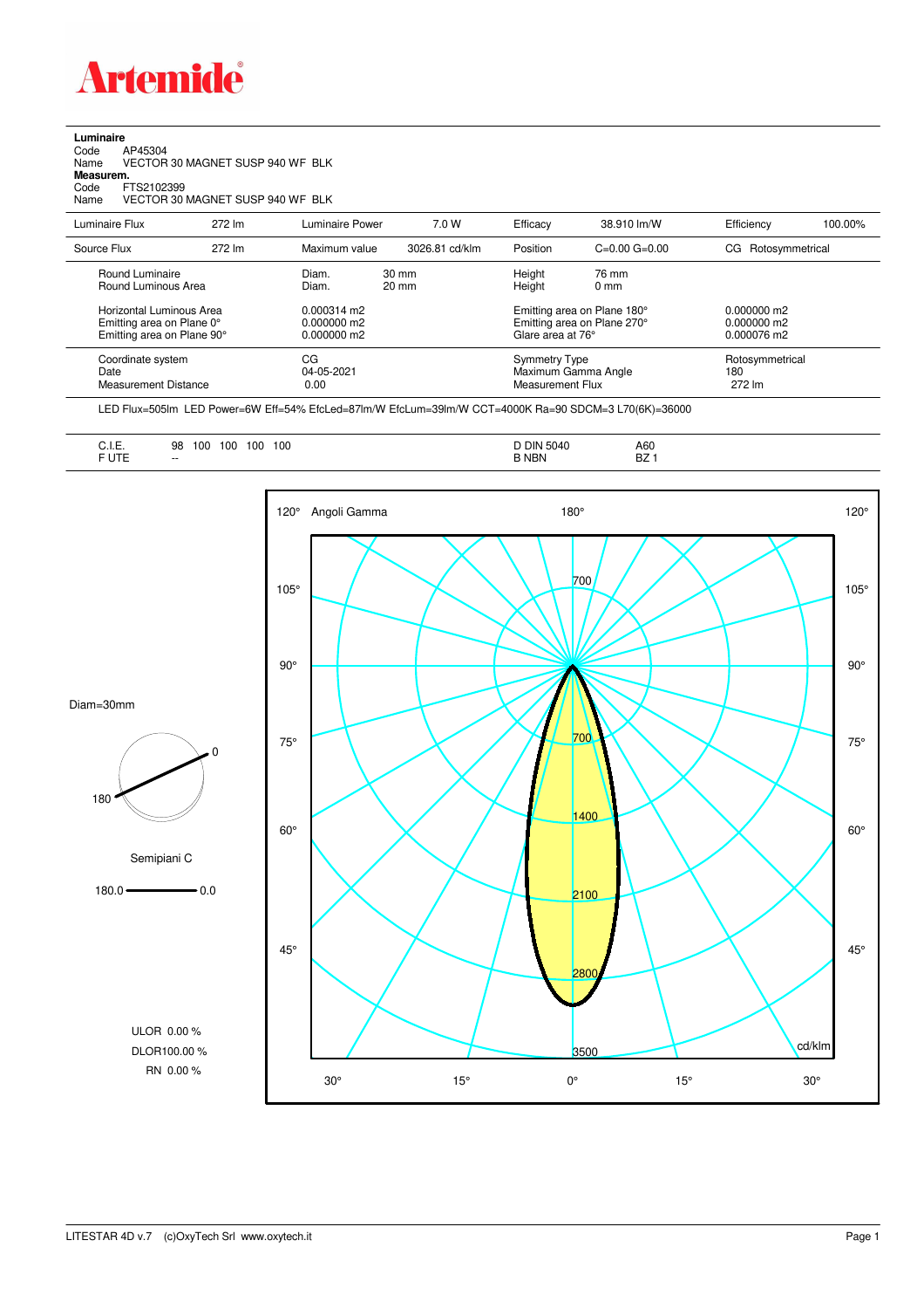**Artemide**

**Luminaire**

Code AP45304
Name VECTOR 30 MAGNET SUSP 940 WF BLK

**Measurem.**

Code FTS2102399
Name VECTOR 30 MAGNET SUSP 940 WF BLK

| Luminaire Flux | 272 lm | Luminaire Power | 7.0 W | Efficacy | 38.910 lm/W | Efficiency | 100.00% |
|---|---|---|---|---|---|---|---|
| Source Flux | 272 lm | Maximum value | 3026.81 cd/klm | Position | C=0.00 G=0.00 | CG Rotosymmetrical | |

| | | | | |
|---|---|---|---|---|
| Round Luminaire | Diam. 30 mm | Height 76 mm | | |
| Round Luminous Area | Diam. 20 mm | Height 0 mm | | |
| Horizontal Luminous Area | 0.000314 m2 | Emitting area on Plane 180° | 0.000000 m2 | |
| Emitting area on Plane 0° | 0.000000 m2 | Emitting area on Plane 270° | 0.000000 m2 | |
| Emitting area on Plane 90° | 0.000000 m2 | Glare area at 76° | 0.000076 m2 | |
| Coordinate system | CG | Symmetry Type | Rotosymmetrical | |
| Date | 04-05-2021 | Maximum Gamma Angle | 180 | |
| Measurement Distance | 0.00 | Measurement Flux | 272 lm | |

LED Flux=505lm LED Power=6W Eff=54% EfcLed=87lm/W EfcLum=39lm/W CCT=4000K Ra=90 SDCM=3 L70(6K)=36000

| | | | |
|---|---|---|---|
| C.I.E. | 98 100 100 100 100 | D DIN 5040 | A60 |
| F UTE | -- | B NBN | BZ 1 |

Diam=30mm

Semipiani C

180.0 — 0.0

ULOR 0.00 %
DLOR 100.00 %
RN 0.00 %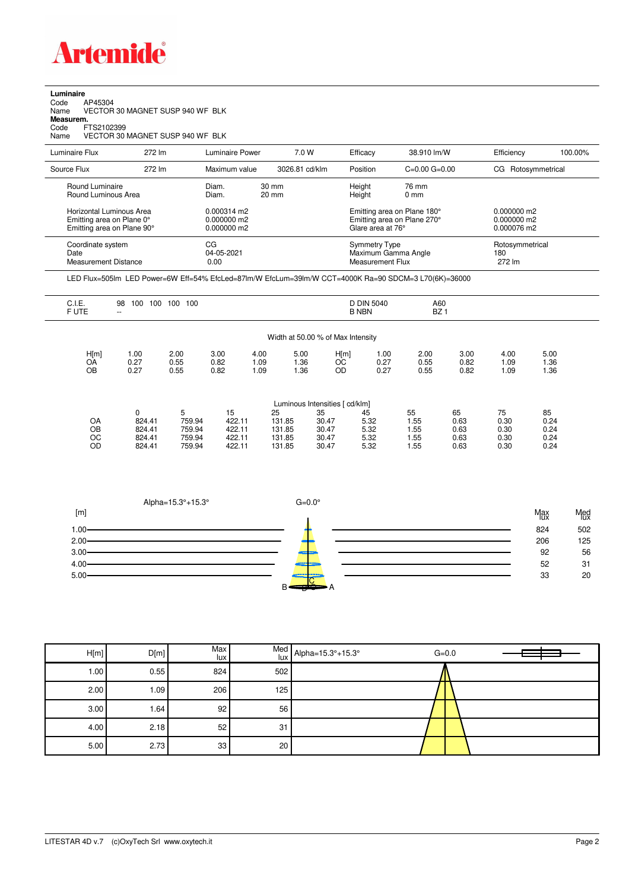# Artemide

**Luminaire**
Code AP45304
Name VECTOR 30 MAGNET SUSP 940 WF BLK
**Measurem.**
Code FTS2102399
Name VECTOR 30 MAGNET SUSP 940 WF BLK

| | | | | | | | |
|---|---|---|---|---|---|---|---|
| Luminaire Flux | 272 lm | Luminaire Power | 7.0 W | Efficacy | 38.910 lm/W | Efficiency | 100.00% |
| Source Flux | 272 lm | Maximum value | 3026.81 cd/klm | Position | C=0.00 G=0.00 | CG | Rotosymmetrical |

| | | | | | | |
|---|---|---|---|---|---|---|
| Round Luminaire | Diam. | 30 mm | Height | 76 mm | | |
| Round Luminous Area | Diam. | 20 mm | Height | 0 mm | | |
| Horizontal Luminous Area | 0.000314 m2 | | Emitting area on Plane 180° | | 0.000000 m2 | |
| Emitting area on Plane 0° | 0.000000 m2 | | Emitting area on Plane 270° | | 0.000000 m2 | |
| Emitting area on Plane 90° | 0.000000 m2 | | Glare area at 76° | | 0.000076 m2 | |

| | | | |
|---|---|---|---|
| Coordinate system | CG | Symmetry Type | Rotosymmetrical |
| Date | 04-05-2021 | Maximum Gamma Angle | 180 |
| Measurement Distance | 0.00 | Measurement Flux | 272 lm |

LED Flux=505lm LED Power=6W Eff=54% EfcLed=87lm/W EfcLum=39lm/W CCT=4000K Ra=90 SDCM=3 L70(6K)=36000

| | | | |
|---|---|---|---|
| C.I.E. | 98 100 100 100 100 | D DIN 5040 | A60 |
| F UTE | -- | B NBN | BZ 1 |

Width at 50.00 % of Max Intensity

| H[m] | 1.00 | 2.00 | 3.00 | 4.00 | 5.00 | H[m] | 1.00 | 2.00 | 3.00 | 4.00 | 5.00 |
|---|---|---|---|---|---|---|---|---|---|---|---|
| OA | 0.27 | 0.55 | 0.82 | 1.09 | 1.36 | OC | 0.27 | 0.55 | 0.82 | 1.09 | 1.36 |
| OB | 0.27 | 0.55 | 0.82 | 1.09 | 1.36 | OD | 0.27 | 0.55 | 0.82 | 1.09 | 1.36 |

Luminous Intensities [ cd/klm]

| | 0 | 5 | 15 | 25 | 35 | 45 | 55 | 65 | 75 | 85 |
|---|---|---|---|---|---|---|---|---|---|---|
| OA | 824.41 | 759.94 | 422.11 | 131.85 | 30.47 | 5.32 | 1.55 | 0.63 | 0.30 | 0.24 |
| OB | 824.41 | 759.94 | 422.11 | 131.85 | 30.47 | 5.32 | 1.55 | 0.63 | 0.30 | 0.24 |
| OC | 824.41 | 759.94 | 422.11 | 131.85 | 30.47 | 5.32 | 1.55 | 0.63 | 0.30 | 0.24 |
| OD | 824.41 | 759.94 | 422.11 | 131.85 | 30.47 | 5.32 | 1.55 | 0.63 | 0.30 | 0.24 |

Alpha=15.3°+15.3°
G=0.0°
[m]
1.00
2.00
3.00
4.00
5.00
Max lux: 824, 206, 92, 52, 33
Med lux: 502, 125, 56, 31, 20
B D C A

| H[m] | D[m] | Max lux | Med lux | Alpha=15.3°+15.3° G=0.0 |
|---|---|---|---|---|
| 1.00 | 0.55 | 824 | 502 | |
| 2.00 | 1.09 | 206 | 125 | |
| 3.00 | 1.64 | 92 | 56 | |
| 4.00 | 2.18 | 52 | 31 | |
| 5.00 | 2.73 | 33 | 20 | |

LITESTAR 4D v.7 (c)OxyTech Srl www.oxytech.it